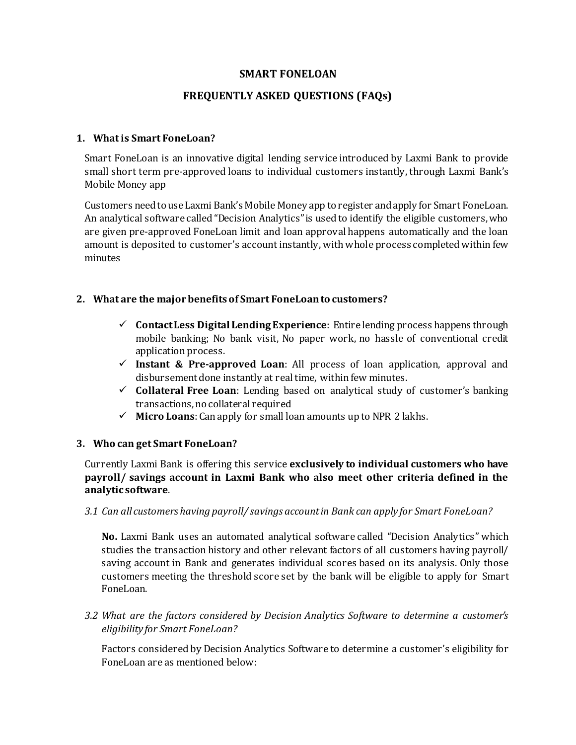# SMART FONELOAN

## FREQUENTLY ASKED QUESTIONS (FAQs)

### 1. What is Smart FoneLoan?

Smart FoneLoan is an innovative digital lending service introduced by Laxmi Bank to provide small short term pre-approved loans to individual customers instantly, through Laxmi Bank's Mobile Money app

Customers need to use Laxmi Bank's Mobile Money app to register and apply for Smart FoneLoan. An analytical software called "Decision Analytics" is used to identify the eligible customers, who are given pre-approved FoneLoan limit and loan approval happens automatically and the loan amount is deposited to customer's account instantly, with whole process completed within few minutes

### 2. What are the major benefits of Smart FoneLoan to customers?

- ✓ **ContactLess Digital Lending Experience**: Entire lending process happens through mobile banking; No bank visit, No paper work, no hassle of conventional credit application process.
- ✓ **Instant & Pre-approved Loan**: All process of loan application, approval and disbursement done instantly at real time, within few minutes.
- ✓ **Collateral Free Loan**: Lending based on analytical study of customer's banking transactions, no collateral required
- ✓ **Micro Loans**: Can apply for small loan amounts up to NPR 2 lakhs.

### 3. Who can get Smart FoneLoan?

Currently Laxmi Bank is offering this service **exclusively to individual customers who have payroll/ savings account in Laxmi Bank who also meet other criteria defined in the analytic software**.

*3.1 Can all customers having payroll/ savings account in Bank can apply for Smart FoneLoan?*

**No.** Laxmi Bank uses an automated analytical software called "Decision Analytics" which studies the transaction history and other relevant factors of all customers having payroll/ saving account in Bank and generates individual scores based on its analysis. Only those customers meeting the threshold score set by the bank will be eligible to apply for Smart FoneLoan.

*3.2 What are the factors considered by Decision Analytics Software to determine a customer's eligibility for Smart FoneLoan?*

Factors considered by Decision Analytics Software to determine a customer's eligibility for FoneLoan are as mentioned below: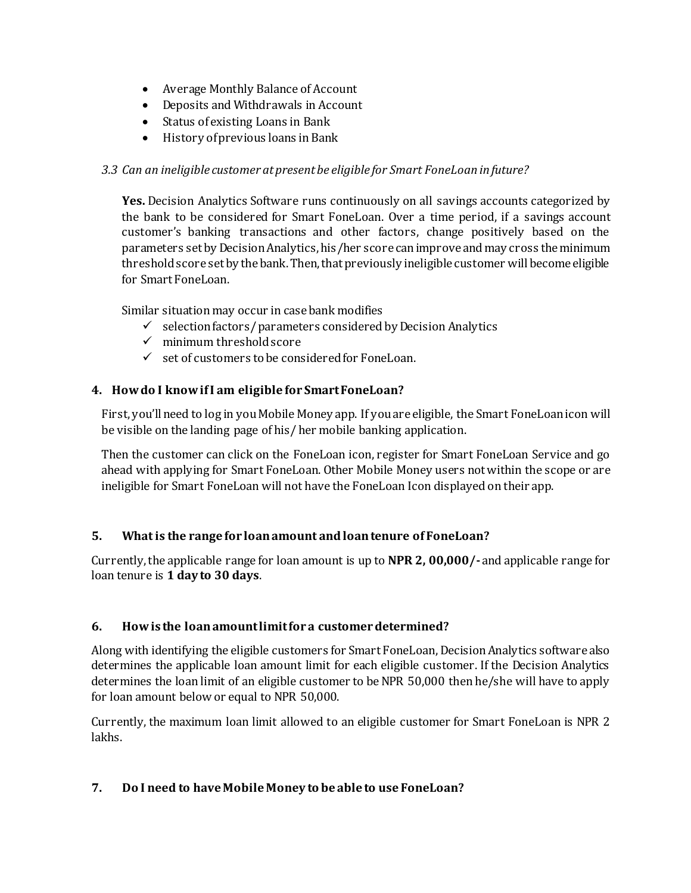- Average Monthly Balance of Account
- Deposits and Withdrawals in Account
- Status of existing Loans in Bank
- History of previous loans in Bank

*3.3 Can an ineligible customer at present be eligible for Smart FoneLoan in future?*

**Yes.** Decision Analytics Software runs continuously on all savings accounts categorized by the bank to be considered for Smart FoneLoan. Over a time period, if a savings account customer's banking transactions and other factors, change positively based on the parameters set by Decision Analytics, his/her score can improve and may cross the minimum threshold score set by the bank. Then, that previously ineligible customer will become eligible for Smart FoneLoan.

Similar situation may occur in case bank modifies

- ✓ selection factors/ parameters considered by Decision Analytics
- ✓ minimum threshold score
- ✓ set of customers to be considered for FoneLoan.

### 4. How do I know if I am eligible for Smart FoneLoan?

First, you'll need to log in you Mobile Money app. If you are eligible, the Smart FoneLoan icon will be visible on the landing page of his/ her mobile banking application.

Then the customer can click on the FoneLoan icon, register for Smart FoneLoan Service and go ahead with applying for Smart FoneLoan. Other Mobile Money users not within the scope or are ineligible for Smart FoneLoan will not have the FoneLoan Icon displayed on their app.

### 5. What is the range for loan amount and loan tenure of FoneLoan?

Currently, the applicable range for loan amount is up to **NPR 2, 00,000/-** and applicable range for loan tenure is **1 day to 30 days**.

### 6. How is the loan amount limit for a customer determined?

Along with identifying the eligible customers for Smart FoneLoan, Decision Analytics software also determines the applicable loan amount limit for each eligible customer. If the Decision Analytics determines the loan limit of an eligible customer to be NPR 50,000 then he/she will have to apply for loan amount below or equal to NPR 50,000.

Currently, the maximum loan limit allowed to an eligible customer for Smart FoneLoan is NPR 2 lakhs.

### 7. Do I need to have Mobile Money to be able to use FoneLoan?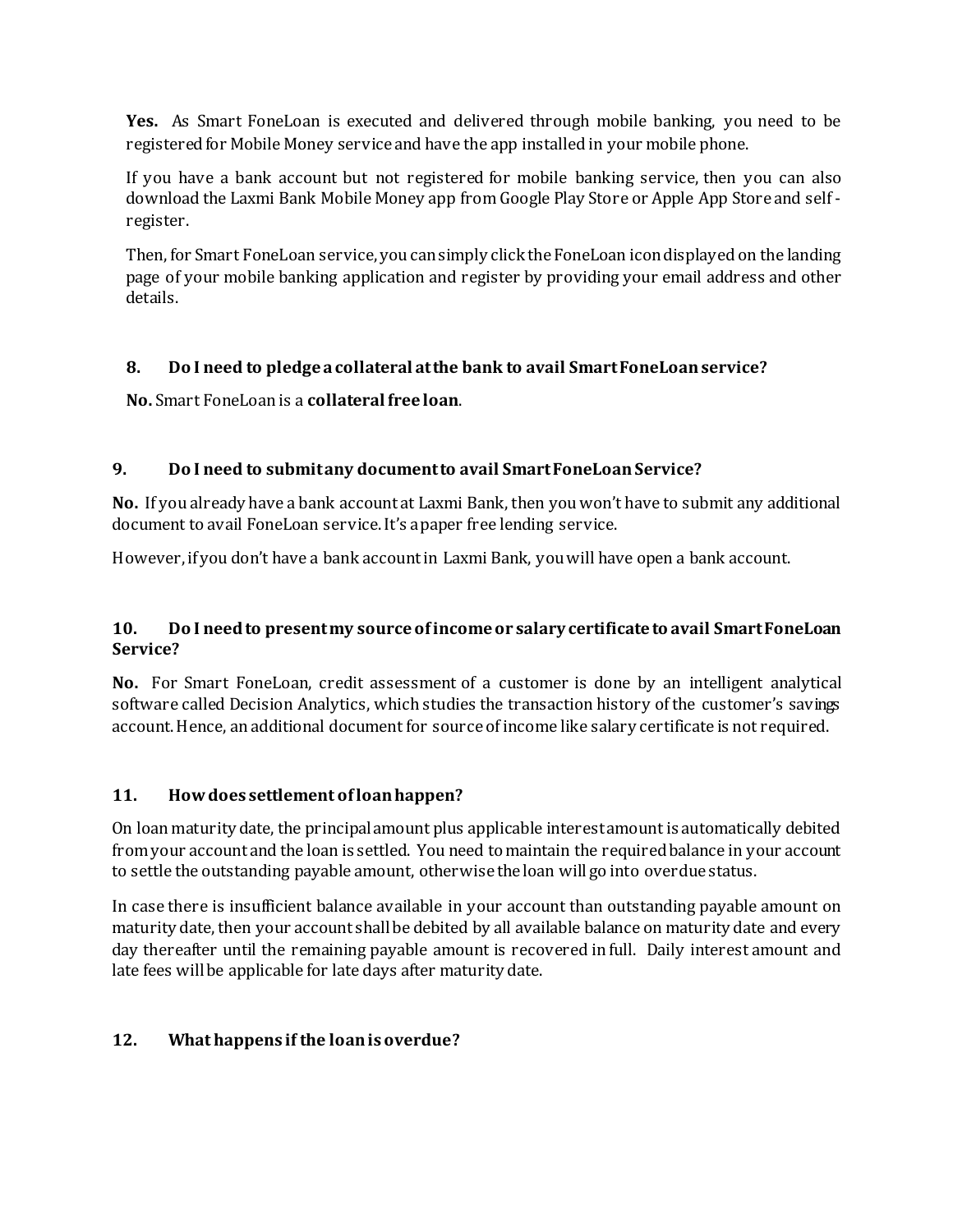**Yes.** As Smart FoneLoan is executed and delivered through mobile banking, you need to be registered for Mobile Money service and have the app installed in your mobile phone.

If you have a bank account but not registered for mobile banking service, then you can also download the Laxmi Bank Mobile Money app from Google Play Store or Apple App Store and self-register.

Then, for Smart FoneLoan service, you can simply click the FoneLoan icon displayed on the landing page of your mobile banking application and register by providing your email address and other details.

### 8. Do I need to pledge a collateral at the bank to avail Smart FoneLoan service?

**No.** Smart FoneLoan is a **collateral free loan**.

### 9. Do I need to submit any document to avail Smart FoneLoan Service?

**No.** If you already have a bank account at Laxmi Bank, then you won't have to submit any additional document to avail FoneLoan service. It's a paper free lending service.

However, if you don't have a bank account in Laxmi Bank, you will have open a bank account.

### 10. Do I need to present my source of income or salary certificate to avail Smart FoneLoan Service?

**No.** For Smart FoneLoan, credit assessment of a customer is done by an intelligent analytical software called Decision Analytics, which studies the transaction history of the customer's savings account. Hence, an additional document for source of income like salary certificate is not required.

### 11. How does settlement of loan happen?

On loan maturity date, the principal amount plus applicable interest amount is automatically debited from your account and the loan is settled. You need to maintain the required balance in your account to settle the outstanding payable amount, otherwise the loan will go into overdue status.

In case there is insufficient balance available in your account than outstanding payable amount on maturity date, then your account shall be debited by all available balance on maturity date and every day thereafter until the remaining payable amount is recovered in full. Daily interest amount and late fees will be applicable for late days after maturity date.

### 12. What happens if the loan is overdue?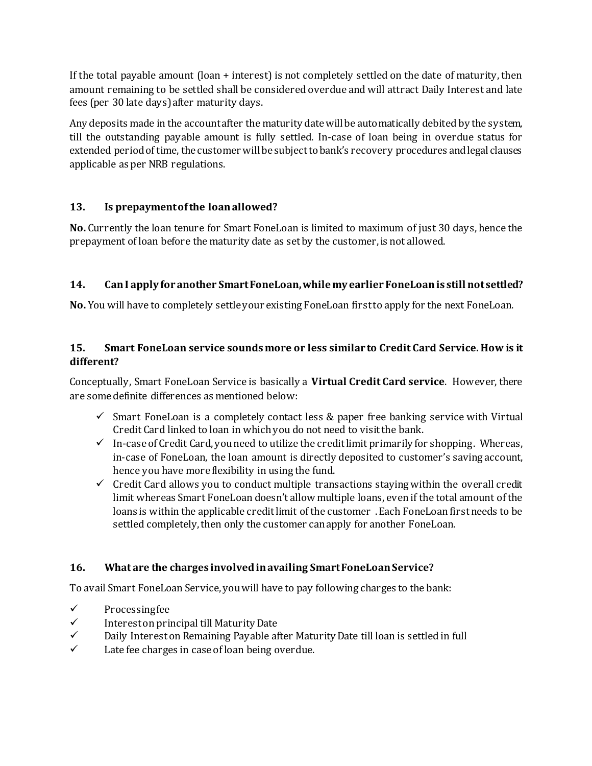If the total payable amount (loan + interest) is not completely settled on the date of maturity, then amount remaining to be settled shall be considered overdue and will attract Daily Interest and late fees (per 30 late days) after maturity days.

Any deposits made in the account after the maturity date will be automatically debited by the system, till the outstanding payable amount is fully settled. In-case of loan being in overdue status for extended period of time, the customer will be subject to bank's recovery procedures and legal clauses applicable as per NRB regulations.

### 13. Is prepayment of the loan allowed?

**No.** Currently the loan tenure for Smart FoneLoan is limited to maximum of just 30 days, hence the prepayment of loan before the maturity date as set by the customer, is not allowed.

### 14. Can I apply for another Smart FoneLoan, while my earlier FoneLoan is still not settled?

**No.** You will have to completely settle your existing FoneLoan first to apply for the next FoneLoan.

### 15. Smart FoneLoan service sounds more or less similar to Credit Card Service. How is it different?

Conceptually, Smart FoneLoan Service is basically a **Virtual Credit Card service**. However, there are some definite differences as mentioned below:

- ✓ Smart FoneLoan is a completely contact less & paper free banking service with Virtual Credit Card linked to loan in which you do not need to visit the bank.
- ✓ In-case of Credit Card, you need to utilize the credit limit primarily for shopping. Whereas, in-case of FoneLoan, the loan amount is directly deposited to customer's saving account, hence you have more flexibility in using the fund.
- ✓ Credit Card allows you to conduct multiple transactions staying within the overall credit limit whereas Smart FoneLoan doesn't allow multiple loans, even if the total amount of the loans is within the applicable credit limit of the customer . Each FoneLoan first needs to be settled completely, then only the customer can apply for another FoneLoan.

### 16. What are the charges involved in availing Smart FoneLoan Service?

To avail Smart FoneLoan Service, you will have to pay following charges to the bank:

- ✓ Processing fee
- ✓ Interest on principal till Maturity Date
- ✓ Daily Interest on Remaining Payable after Maturity Date till loan is settled in full
- ✓ Late fee charges in case of loan being overdue.